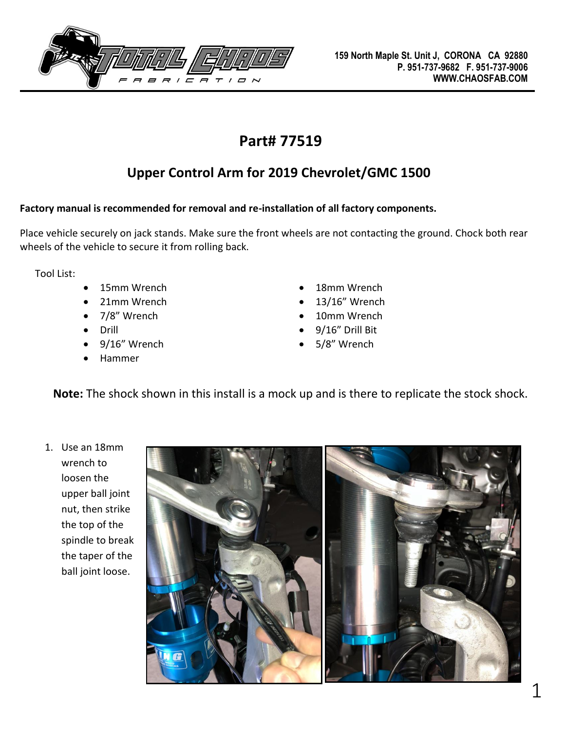# Part# 77519

## Upper Control Arm for 2019 Chevrolet/GMC 1500

**Factory manual is recommended for removal and re-installation of all factory components.**

Place vehicle securely on jack stands. Make sure the front wheels are not contacting the ground. Chock both rear wheels of the vehicle to secure it from rolling back.

Tool List:

- 15mm Wrench
- 21mm Wrench
- 7/8" Wrench
- Drill
- 9/16" Wrench
- Hammer
- 18mm Wrench
- 13/16" Wrench
- 10mm Wrench
- 9/16" Drill Bit
- 5/8" Wrench

**Note:** The shock shown in this install is a mock up and is there to replicate the stock shock.

1. Use an 18mm wrench to loosen the upper ball joint nut, then strike the top of the spindle to break the taper of the ball joint loose.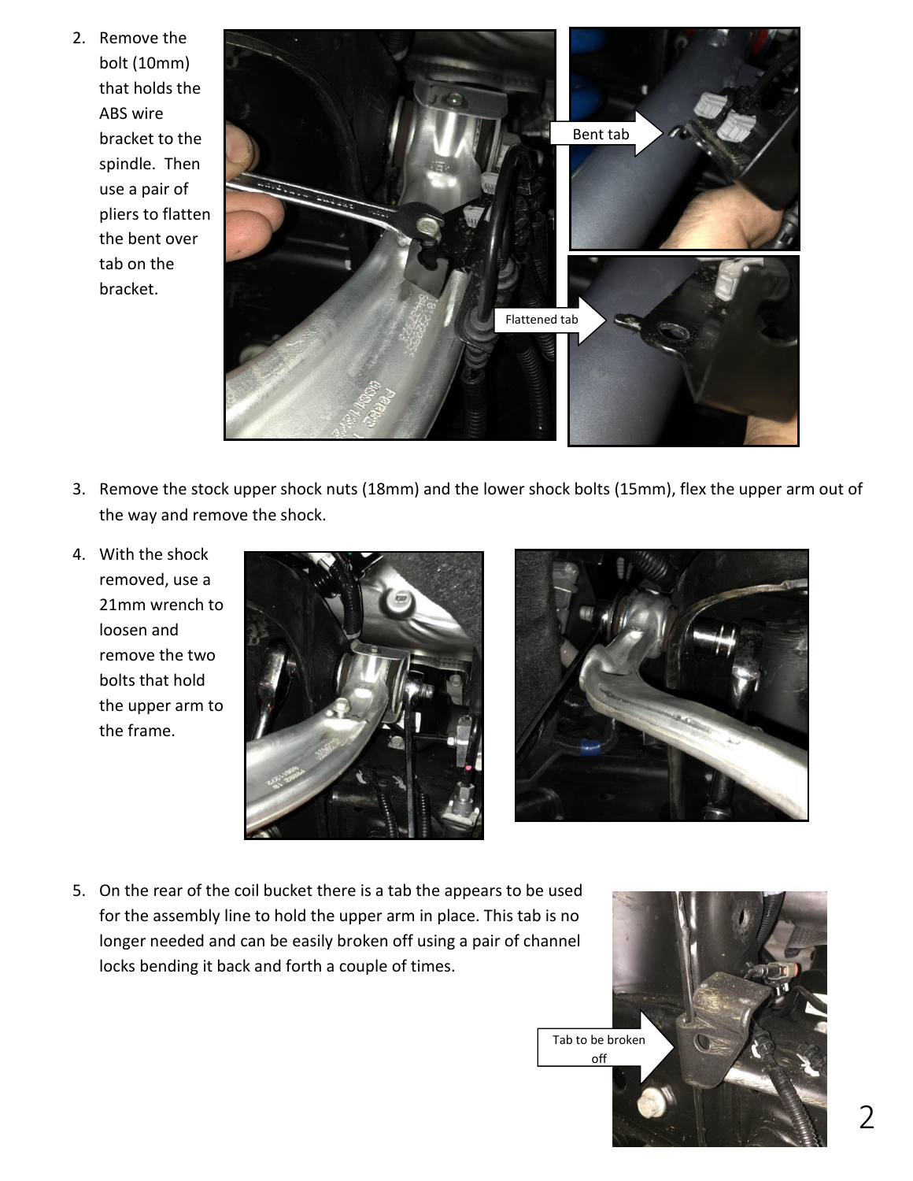2. Remove the bolt (10mm) that holds the ABS wire bracket to the spindle. Then use a pair of pliers to flatten the bent over tab on the bracket.

Bent tab

Flattened tab

3. Remove the stock upper shock nuts (18mm) and the lower shock bolts (15mm), flex the upper arm out of the way and remove the shock.

4. With the shock removed, use a 21mm wrench to loosen and remove the two bolts that hold the upper arm to the frame.

5. On the rear of the coil bucket there is a tab the appears to be used for the assembly line to hold the upper arm in place. This tab is no longer needed and can be easily broken off using a pair of channel locks bending it back and forth a couple of times.

Tab to be broken off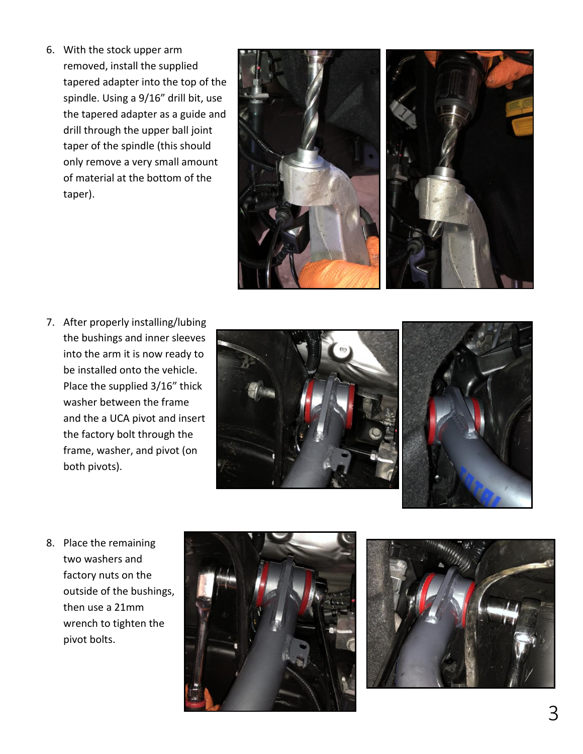6. With the stock upper arm removed, install the supplied tapered adapter into the top of the spindle. Using a 9/16" drill bit, use the tapered adapter as a guide and drill through the upper ball joint taper of the spindle (this should only remove a very small amount of material at the bottom of the taper).

7. After properly installing/lubing the bushings and inner sleeves into the arm it is now ready to be installed onto the vehicle. Place the supplied 3/16" thick washer between the frame and the a UCA pivot and insert the factory bolt through the frame, washer, and pivot (on both pivots).

8. Place the remaining two washers and factory nuts on the outside of the bushings, then use a 21mm wrench to tighten the pivot bolts.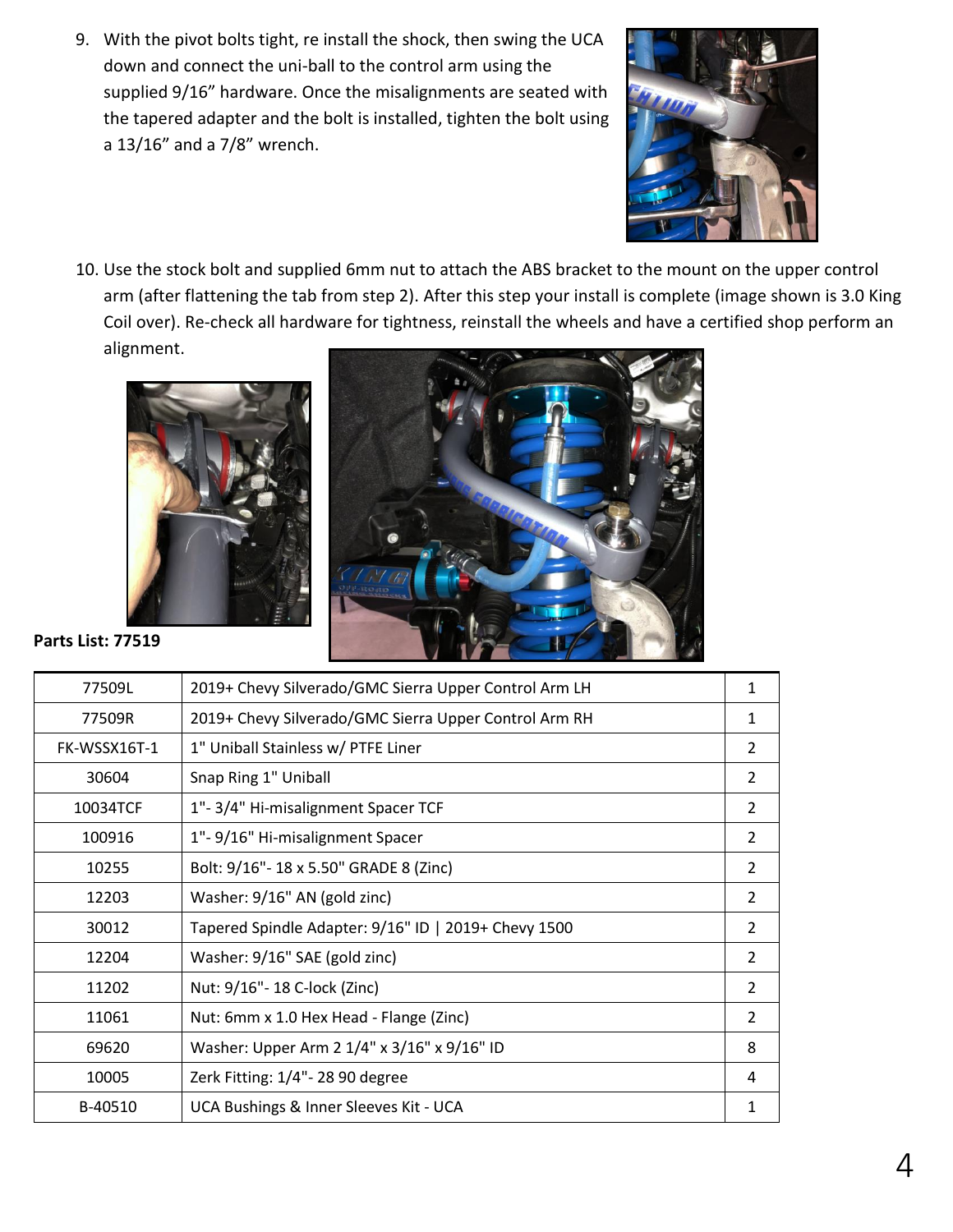9. With the pivot bolts tight, re install the shock, then swing the UCA down and connect the uni-ball to the control arm using the supplied 9/16" hardware. Once the misalignments are seated with the tapered adapter and the bolt is installed, tighten the bolt using a 13/16" and a 7/8" wrench.

10. Use the stock bolt and supplied 6mm nut to attach the ABS bracket to the mount on the upper control arm (after flattening the tab from step 2). After this step your install is complete (image shown is 3.0 King Coil over). Re-check all hardware for tightness, reinstall the wheels and have a certified shop perform an alignment.

**Parts List: 77519**

| | | |
|---|---|---|
| 77509L | 2019+ Chevy Silverado/GMC Sierra Upper Control Arm LH | 1 |
| 77509R | 2019+ Chevy Silverado/GMC Sierra Upper Control Arm RH | 1 |
| FK-WSSX16T-1 | 1" Uniball Stainless w/ PTFE Liner | 2 |
| 30604 | Snap Ring 1" Uniball | 2 |
| 10034TCF | 1"- 3/4" Hi-misalignment Spacer TCF | 2 |
| 100916 | 1"- 9/16" Hi-misalignment Spacer | 2 |
| 10255 | Bolt: 9/16"- 18 x 5.50" GRADE 8 (Zinc) | 2 |
| 12203 | Washer: 9/16" AN (gold zinc) | 2 |
| 30012 | Tapered Spindle Adapter: 9/16" ID \| 2019+ Chevy 1500 | 2 |
| 12204 | Washer: 9/16" SAE (gold zinc) | 2 |
| 11202 | Nut: 9/16"- 18 C-lock (Zinc) | 2 |
| 11061 | Nut: 6mm x 1.0 Hex Head - Flange (Zinc) | 2 |
| 69620 | Washer: Upper Arm 2 1/4" x 3/16" x 9/16" ID | 8 |
| 10005 | Zerk Fitting: 1/4"- 28 90 degree | 4 |
| B-40510 | UCA Bushings & Inner Sleeves Kit - UCA | 1 |